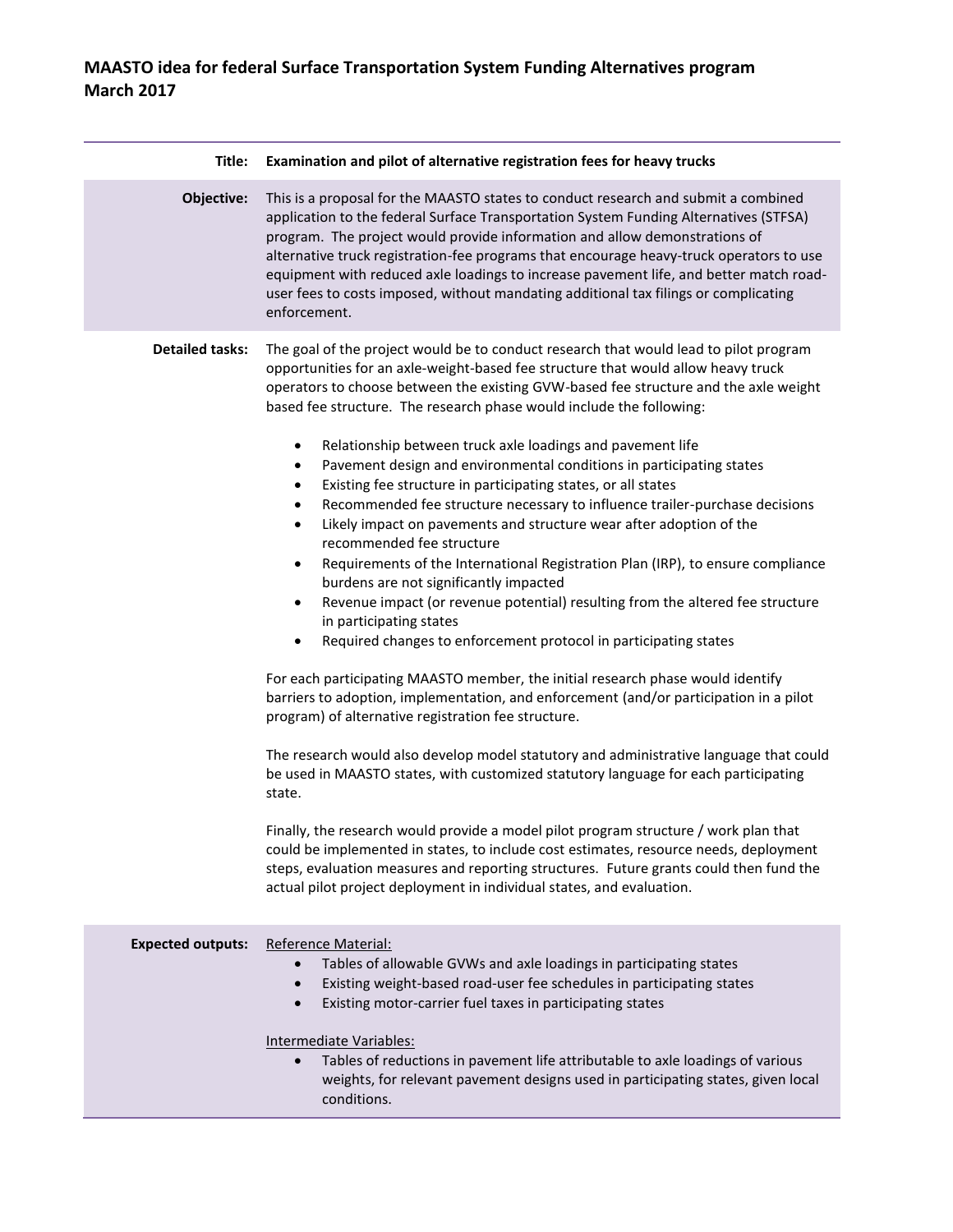# MAASTO idea for federal Surface Transportation System Funding Alternatives program
# March 2017

**Title:** **Examination and pilot of alternative registration fees for heavy trucks**

**Objective:** This is a proposal for the MAASTO states to conduct research and submit a combined application to the federal Surface Transportation System Funding Alternatives (STFSA) program. The project would provide information and allow demonstrations of alternative truck registration-fee programs that encourage heavy-truck operators to use equipment with reduced axle loadings to increase pavement life, and better match road-user fees to costs imposed, without mandating additional tax filings or complicating enforcement.

**Detailed tasks:** The goal of the project would be to conduct research that would lead to pilot program opportunities for an axle-weight-based fee structure that would allow heavy truck operators to choose between the existing GVW-based fee structure and the axle weight based fee structure. The research phase would include the following:

- Relationship between truck axle loadings and pavement life
- Pavement design and environmental conditions in participating states
- Existing fee structure in participating states, or all states
- Recommended fee structure necessary to influence trailer-purchase decisions
- Likely impact on pavements and structure wear after adoption of the recommended fee structure
- Requirements of the International Registration Plan (IRP), to ensure compliance burdens are not significantly impacted
- Revenue impact (or revenue potential) resulting from the altered fee structure in participating states
- Required changes to enforcement protocol in participating states

For each participating MAASTO member, the initial research phase would identify barriers to adoption, implementation, and enforcement (and/or participation in a pilot program) of alternative registration fee structure.

The research would also develop model statutory and administrative language that could be used in MAASTO states, with customized statutory language for each participating state.

Finally, the research would provide a model pilot program structure / work plan that could be implemented in states, to include cost estimates, resource needs, deployment steps, evaluation measures and reporting structures. Future grants could then fund the actual pilot project deployment in individual states, and evaluation.

**Expected outputs:**

Reference Material:

- Tables of allowable GVWs and axle loadings in participating states
- Existing weight-based road-user fee schedules in participating states
- Existing motor-carrier fuel taxes in participating states

Intermediate Variables:

- Tables of reductions in pavement life attributable to axle loadings of various weights, for relevant pavement designs used in participating states, given local conditions.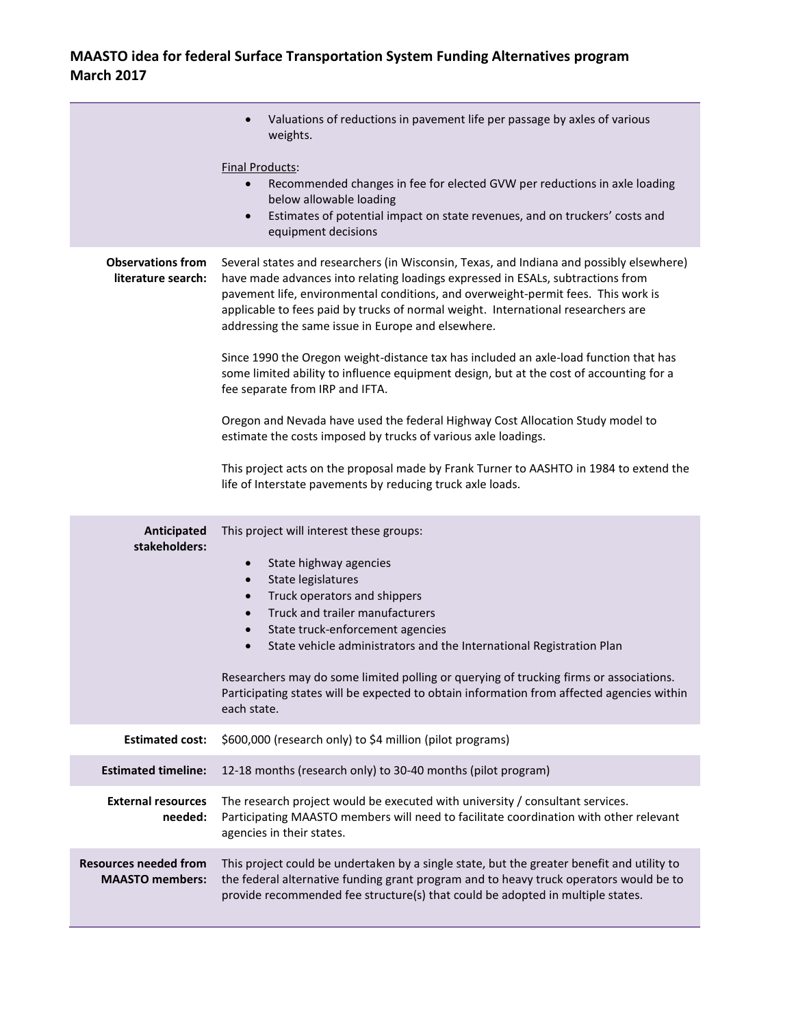| | |
|---|---|
| | • Valuations of reductions in pavement life per passage by axles of various weights.<br><br>Final Products:<br>• Recommended changes in fee for elected GVW per reductions in axle loading below allowable loading<br>• Estimates of potential impact on state revenues, and on truckers' costs and equipment decisions |
| **Observations from literature search:** | Several states and researchers (in Wisconsin, Texas, and Indiana and possibly elsewhere) have made advances into relating loadings expressed in ESALs, subtractions from pavement life, environmental conditions, and overweight-permit fees. This work is applicable to fees paid by trucks of normal weight. International researchers are addressing the same issue in Europe and elsewhere.<br><br>Since 1990 the Oregon weight-distance tax has included an axle-load function that has some limited ability to influence equipment design, but at the cost of accounting for a fee separate from IRP and IFTA.<br><br>Oregon and Nevada have used the federal Highway Cost Allocation Study model to estimate the costs imposed by trucks of various axle loadings.<br><br>This project acts on the proposal made by Frank Turner to AASHTO in 1984 to extend the life of Interstate pavements by reducing truck axle loads. |
| **Anticipated stakeholders:** | This project will interest these groups:<br><br>• State highway agencies<br>• State legislatures<br>• Truck operators and shippers<br>• Truck and trailer manufacturers<br>• State truck-enforcement agencies<br>• State vehicle administrators and the International Registration Plan<br><br>Researchers may do some limited polling or querying of trucking firms or associations. Participating states will be expected to obtain information from affected agencies within each state. |
| **Estimated cost:** | $600,000 (research only) to $4 million (pilot programs) |
| **Estimated timeline:** | 12-18 months (research only) to 30-40 months (pilot program) |
| **External resources needed:** | The research project would be executed with university / consultant services. Participating MAASTO members will need to facilitate coordination with other relevant agencies in their states. |
| **Resources needed from MAASTO members:** | This project could be undertaken by a single state, but the greater benefit and utility to the federal alternative funding grant program and to heavy truck operators would be to provide recommended fee structure(s) that could be adopted in multiple states. |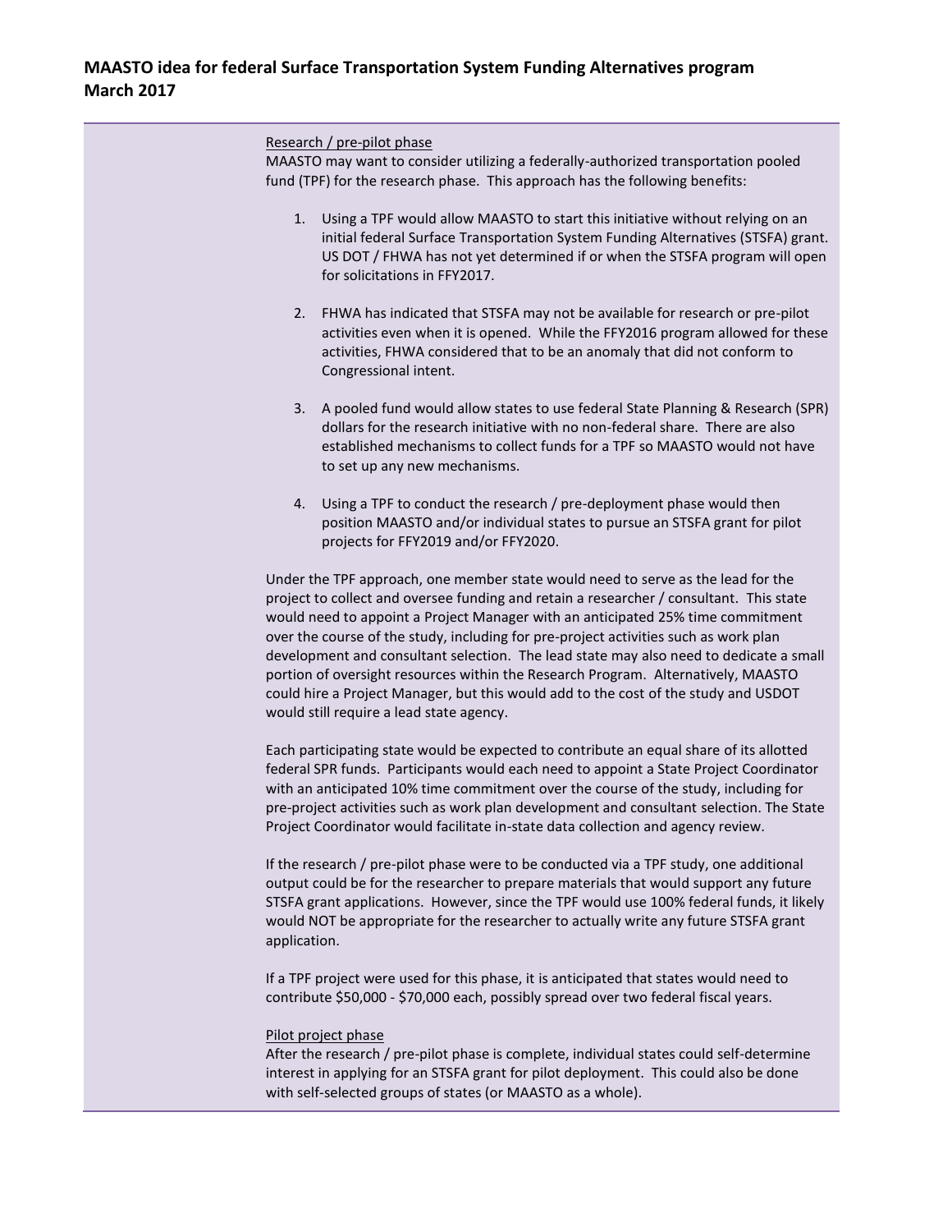Research / pre-pilot phase

MAASTO may want to consider utilizing a federally-authorized transportation pooled fund (TPF) for the research phase. This approach has the following benefits:

1. Using a TPF would allow MAASTO to start this initiative without relying on an initial federal Surface Transportation System Funding Alternatives (STSFA) grant. US DOT / FHWA has not yet determined if or when the STSFA program will open for solicitations in FFY2017.

2. FHWA has indicated that STSFA may not be available for research or pre-pilot activities even when it is opened. While the FFY2016 program allowed for these activities, FHWA considered that to be an anomaly that did not conform to Congressional intent.

3. A pooled fund would allow states to use federal State Planning & Research (SPR) dollars for the research initiative with no non-federal share. There are also established mechanisms to collect funds for a TPF so MAASTO would not have to set up any new mechanisms.

4. Using a TPF to conduct the research / pre-deployment phase would then position MAASTO and/or individual states to pursue an STSFA grant for pilot projects for FFY2019 and/or FFY2020.

Under the TPF approach, one member state would need to serve as the lead for the project to collect and oversee funding and retain a researcher / consultant. This state would need to appoint a Project Manager with an anticipated 25% time commitment over the course of the study, including for pre-project activities such as work plan development and consultant selection. The lead state may also need to dedicate a small portion of oversight resources within the Research Program. Alternatively, MAASTO could hire a Project Manager, but this would add to the cost of the study and USDOT would still require a lead state agency.

Each participating state would be expected to contribute an equal share of its allotted federal SPR funds. Participants would each need to appoint a State Project Coordinator with an anticipated 10% time commitment over the course of the study, including for pre-project activities such as work plan development and consultant selection. The State Project Coordinator would facilitate in-state data collection and agency review.

If the research / pre-pilot phase were to be conducted via a TPF study, one additional output could be for the researcher to prepare materials that would support any future STSFA grant applications. However, since the TPF would use 100% federal funds, it likely would NOT be appropriate for the researcher to actually write any future STSFA grant application.

If a TPF project were used for this phase, it is anticipated that states would need to contribute $50,000 - $70,000 each, possibly spread over two federal fiscal years.

Pilot project phase

After the research / pre-pilot phase is complete, individual states could self-determine interest in applying for an STSFA grant for pilot deployment. This could also be done with self-selected groups of states (or MAASTO as a whole).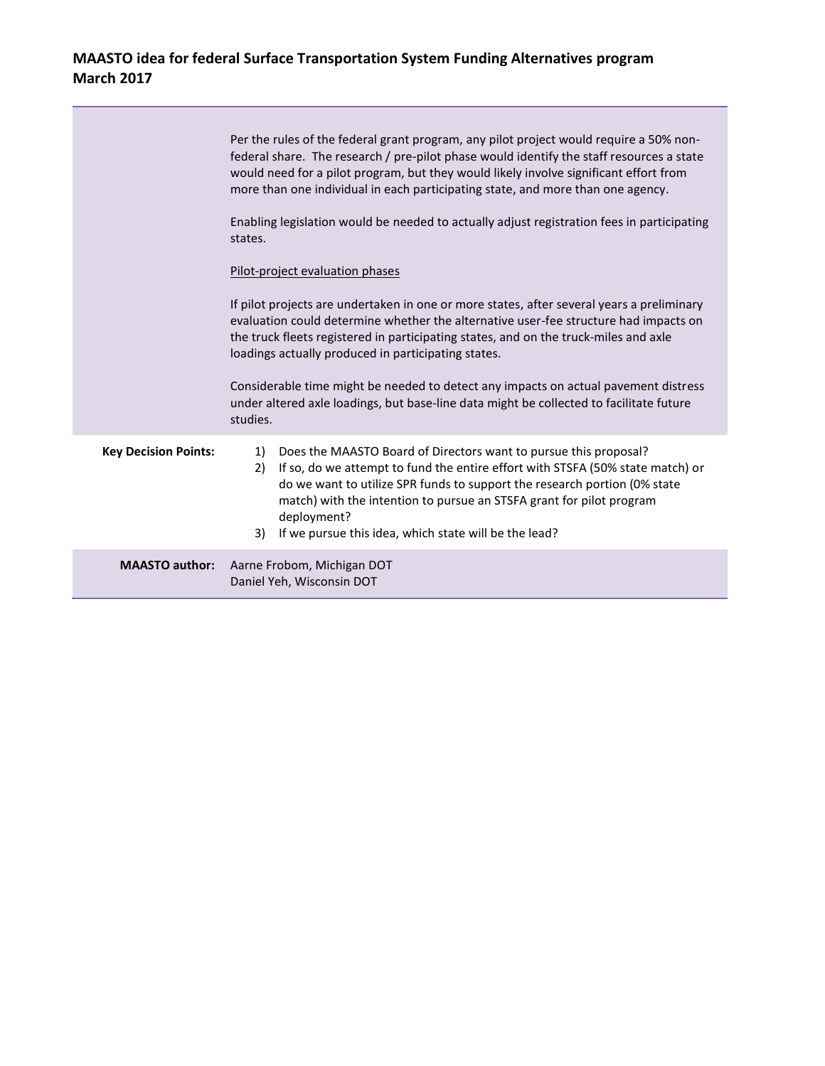**MAASTO idea for federal Surface Transportation System Funding Alternatives program**
**March 2017**

| | |
|---|---|
| | Per the rules of the federal grant program, any pilot project would require a 50% non-federal share. The research / pre-pilot phase would identify the staff resources a state would need for a pilot program, but they would likely involve significant effort from more than one individual in each participating state, and more than one agency.<br><br>Enabling legislation would be needed to actually adjust registration fees in participating states.<br><br><u>Pilot-project evaluation phases</u><br><br>If pilot projects are undertaken in one or more states, after several years a preliminary evaluation could determine whether the alternative user-fee structure had impacts on the truck fleets registered in participating states, and on the truck-miles and axle loadings actually produced in participating states.<br><br>Considerable time might be needed to detect any impacts on actual pavement distress under altered axle loadings, but base-line data might be collected to facilitate future studies. |
| **Key Decision Points:** | 1) Does the MAASTO Board of Directors want to pursue this proposal?<br>2) If so, do we attempt to fund the entire effort with STSFA (50% state match) or do we want to utilize SPR funds to support the research portion (0% state match) with the intention to pursue an STSFA grant for pilot program deployment?<br>3) If we pursue this idea, which state will be the lead? |
| **MAASTO author:** | Aarne Frobom, Michigan DOT<br>Daniel Yeh, Wisconsin DOT |